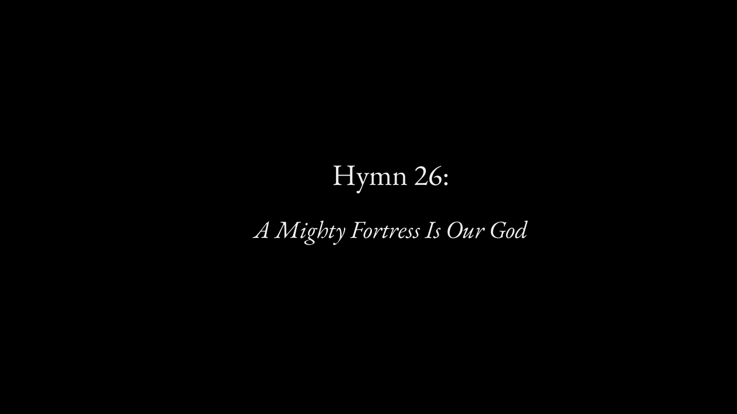# Hymn 26:

*A Mighty Fortress Is Our God*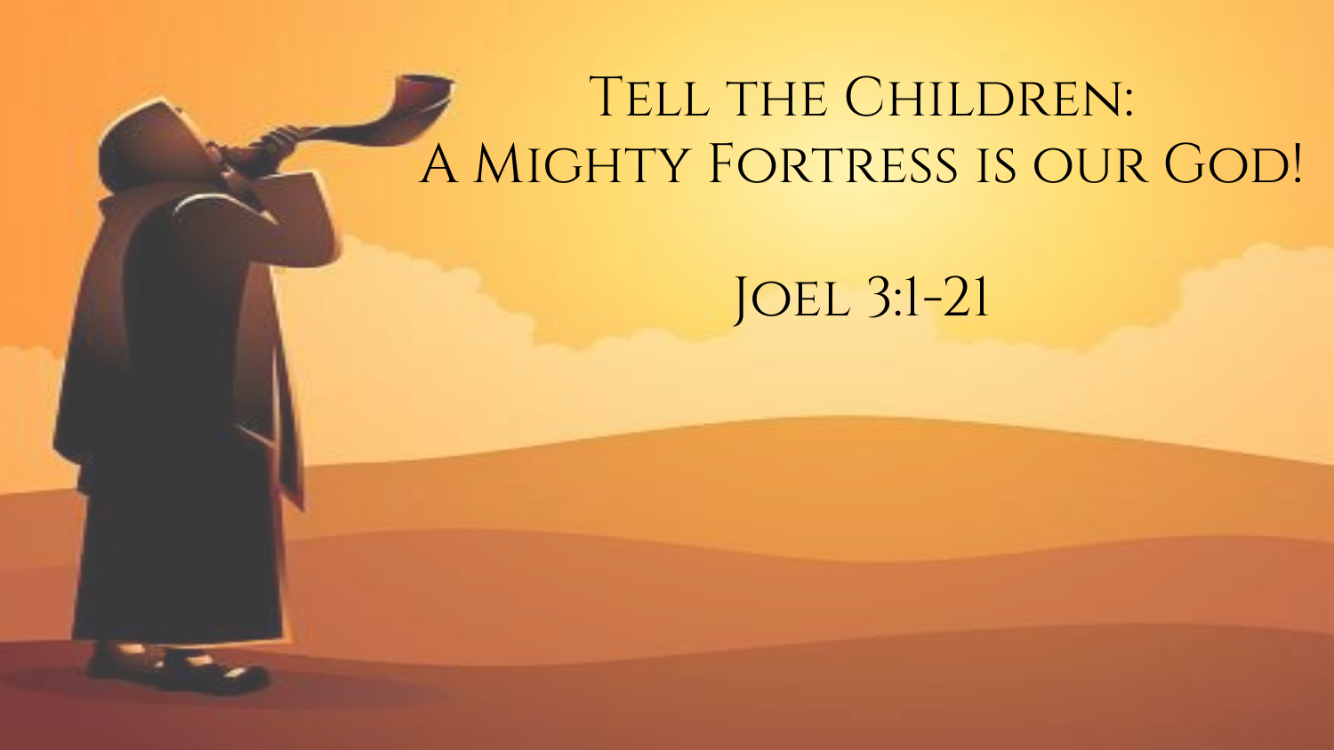# Tell the Children: A Mighty Fortress is our God!

## Joel 3:1-21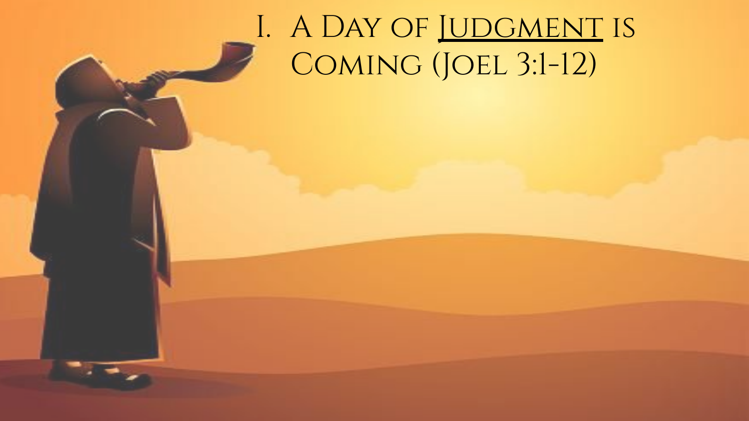# I. A Day of <u>Judgment</u> is Coming (Joel 3:1-12)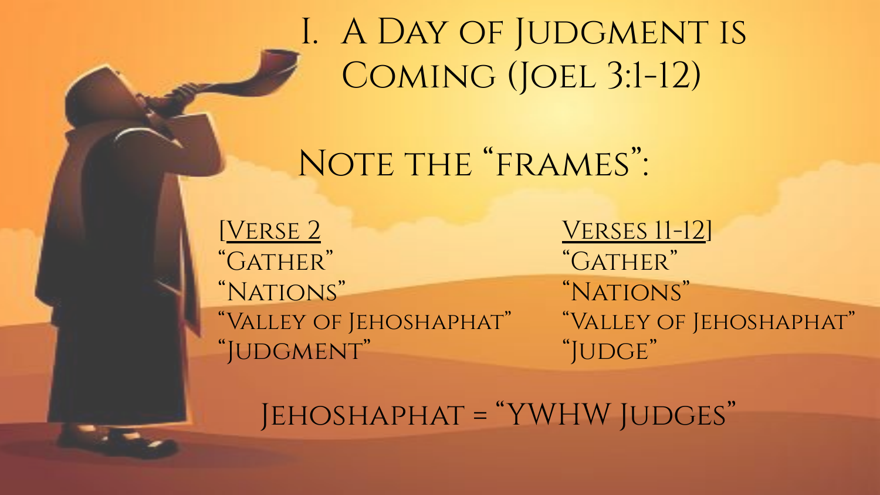# I. A Day of Judgment is Coming (Joel 3:1-12)

## Note the "frames":

| [Verse 2 | Verses 11-12] |
|---|---|
| "Gather" | "Gather" |
| "Nations" | "Nations" |
| "Valley of Jehoshaphat" | "Valley of Jehoshaphat" |
| "Judgment" | "Judge" |

Jehoshaphat = "YWHW Judges"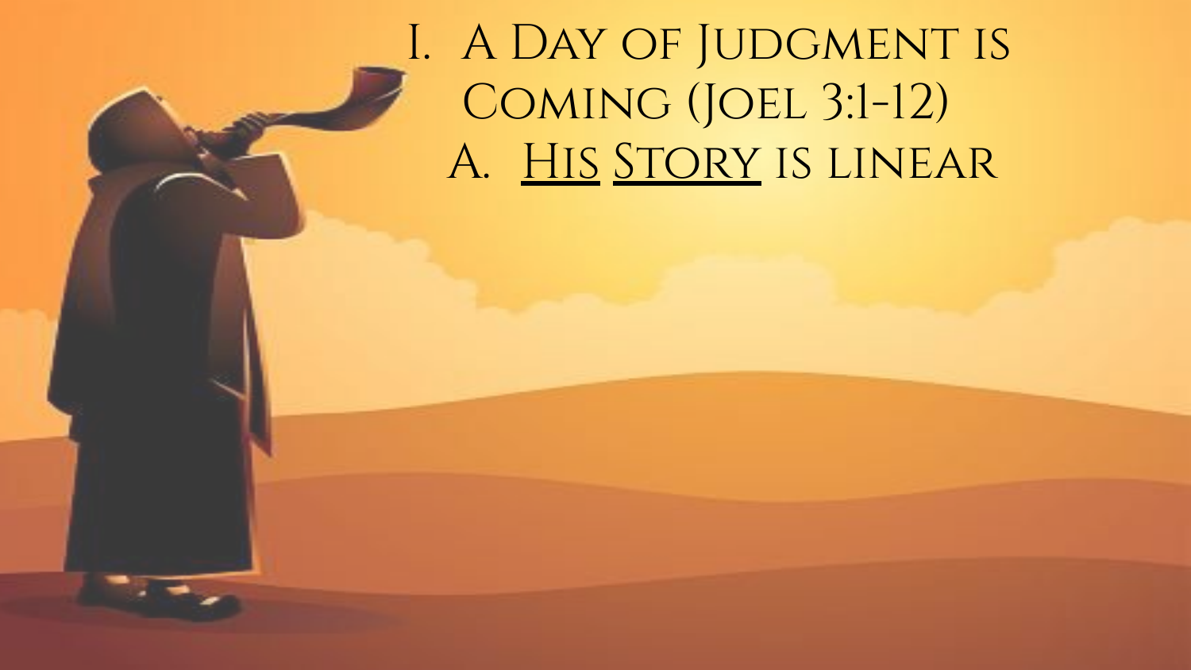I. A Day of Judgment is Coming (Joel 3:1-12)

A. His Story is linear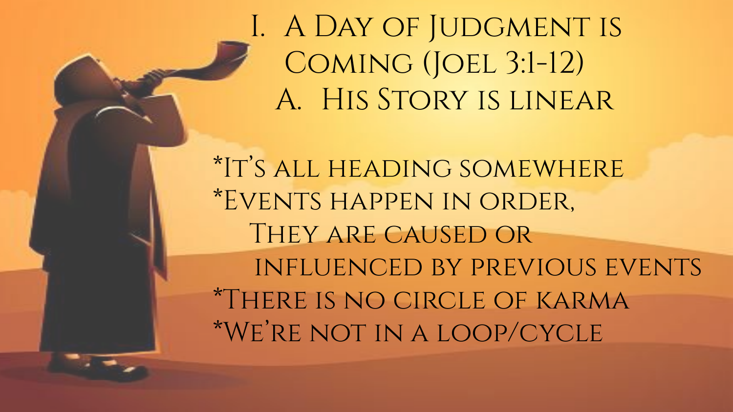# I. A Day of Judgment is Coming (Joel 3:1-12)

## A. His Story is linear

*It's all heading somewhere
*Events happen in order,
They are caused or
influenced by previous events
*There is no circle of karma
*We're not in a loop/cycle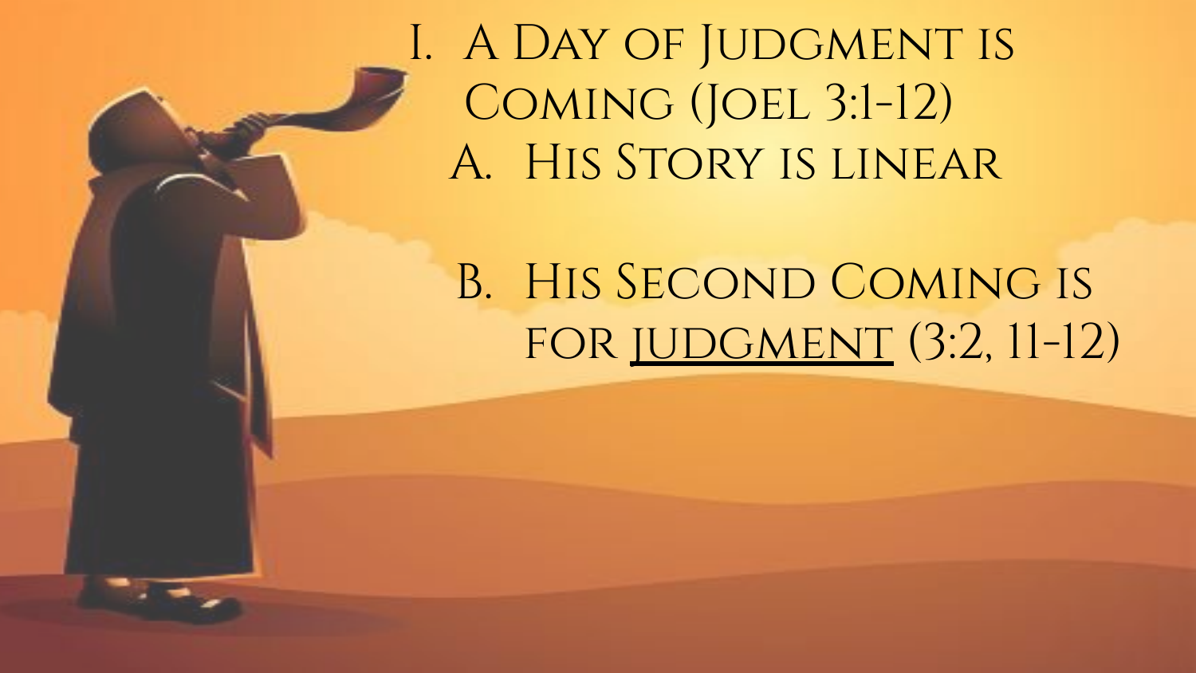I. A Day of Judgment is Coming (Joel 3:1-12)

   A. His Story is linear

   B. His Second Coming is for judgment (3:2, 11-12)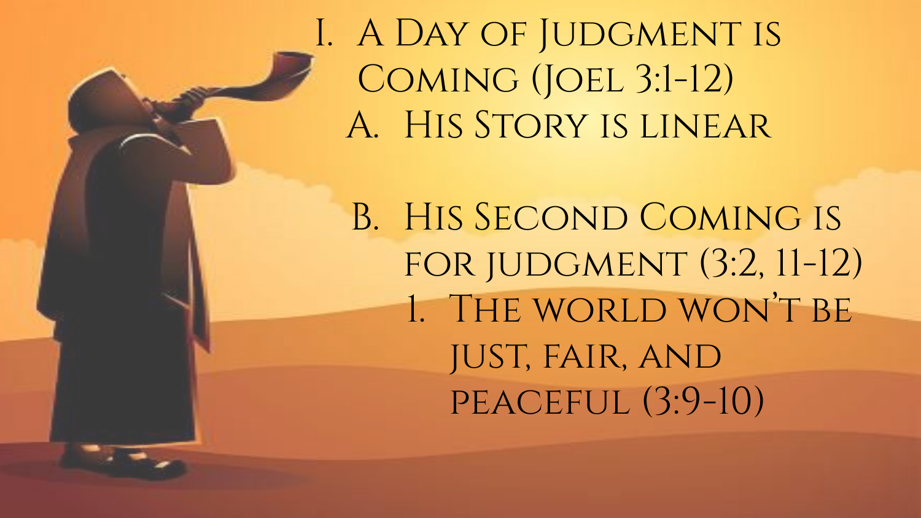I. A Day of Judgment is Coming (Joel 3:1-12)
   A. His Story is linear
   B. His Second Coming is for judgment (3:2, 11-12)
      1. The world won't be just, fair, and peaceful (3:9-10)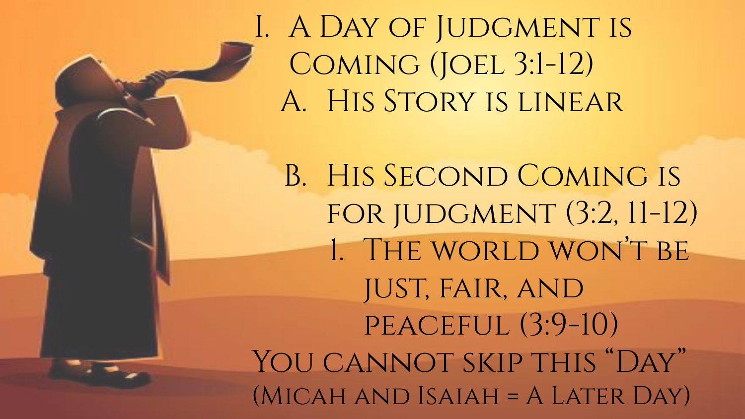I. A Day of Judgment is Coming (Joel 3:1-12)

   A. His Story is linear

   B. His Second Coming is for judgment (3:2, 11-12)

      1. The world won't be just, fair, and peaceful (3:9-10)

You cannot skip this "Day" (Micah and Isaiah = A Later Day)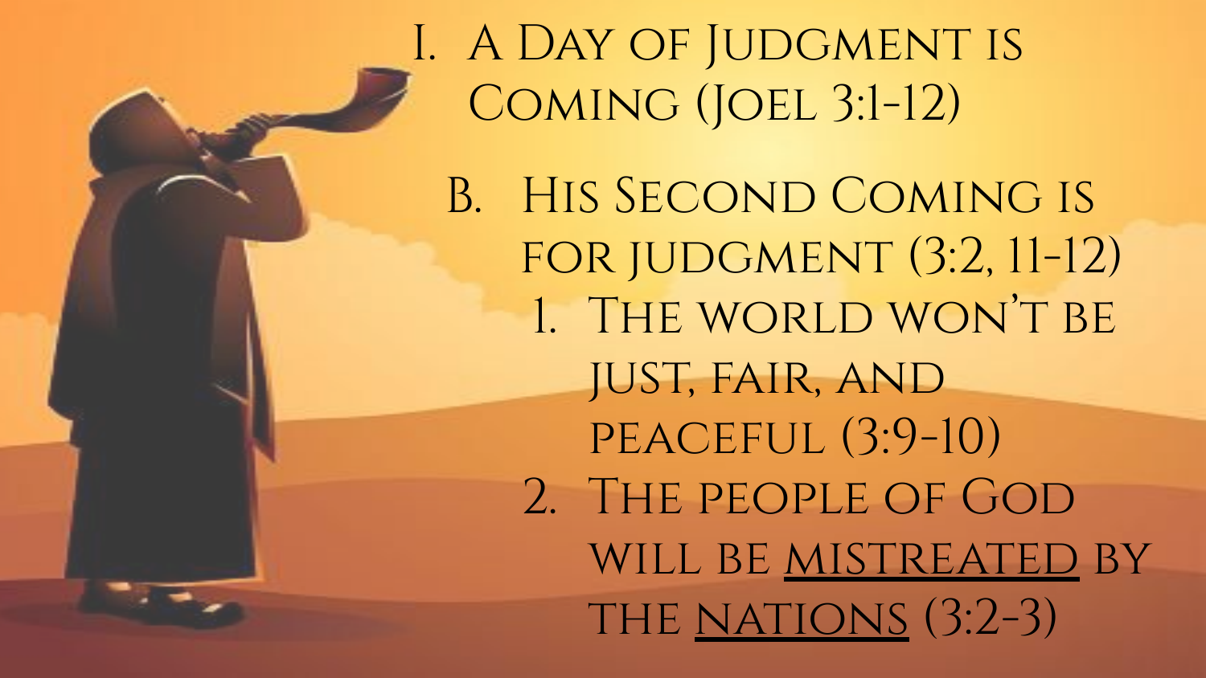I. A Day of Judgment is Coming (Joel 3:1-12)

   B. His Second Coming is for judgment (3:2, 11-12)

      1. The world won't be just, fair, and peaceful (3:9-10)
      2. The people of God will be <u>mistreated</u> by the <u>nations</u> (3:2-3)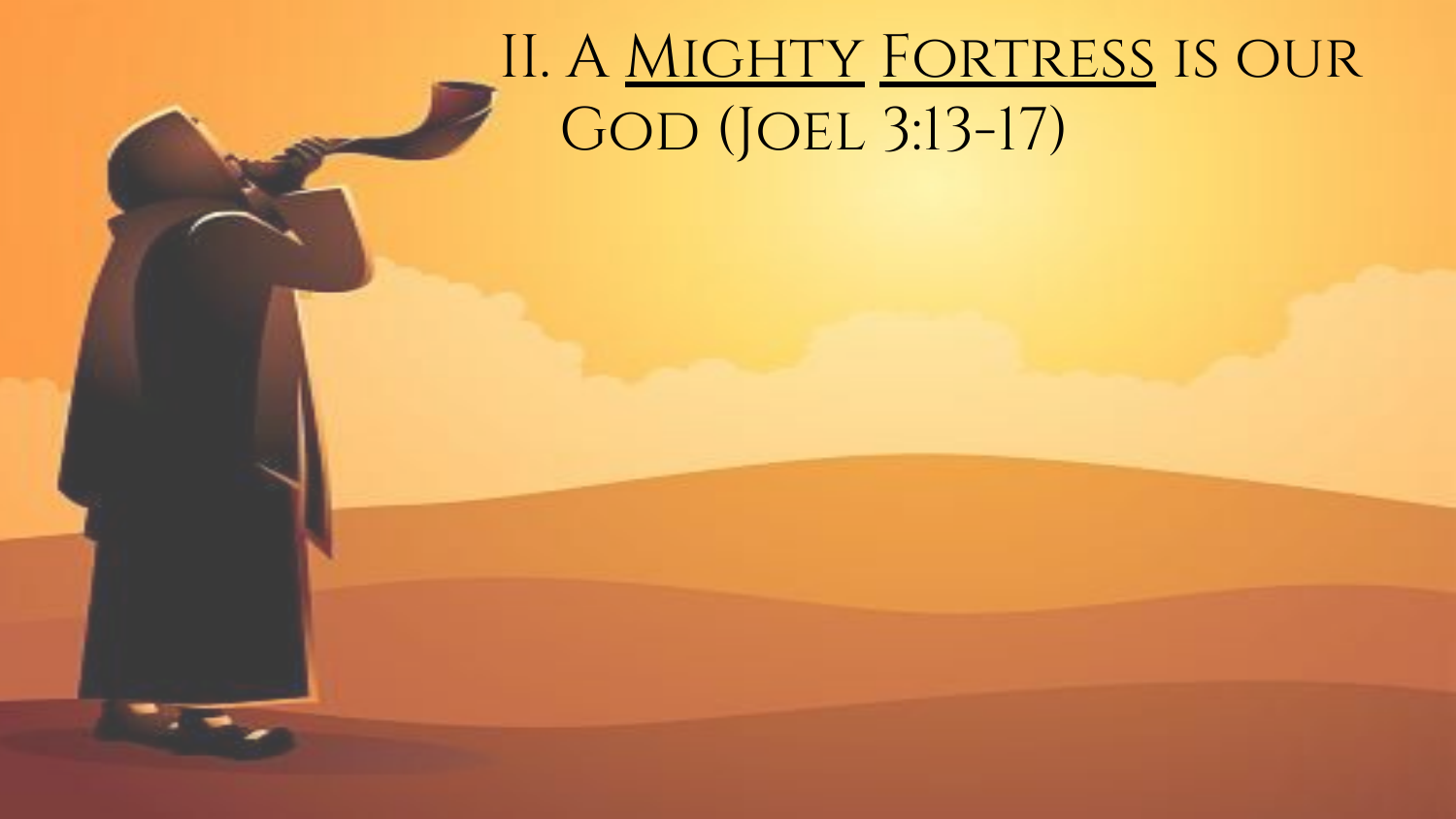# II. A <u>Mighty</u> <u>Fortress</u> is our God (Joel 3:13-17)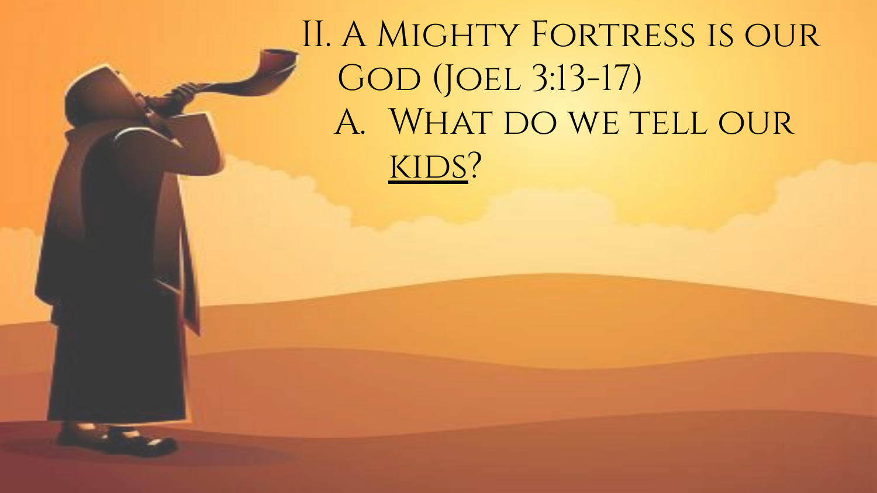# II. A Mighty Fortress is our God (Joel 3:13-17)

A. What do we tell our <u>kids</u>?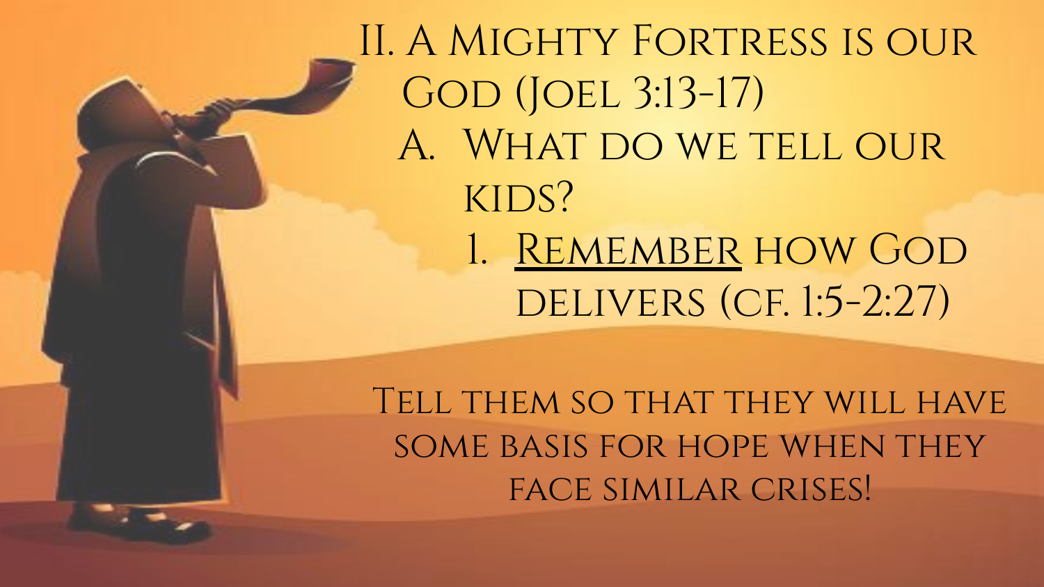# II. A Mighty Fortress is our God (Joel 3:13-17)

## A. What do we tell our kids?

1. <u>Remember</u> how God delivers (cf. 1:5-2:27)

Tell them so that they will have some basis for hope when they face similar crises!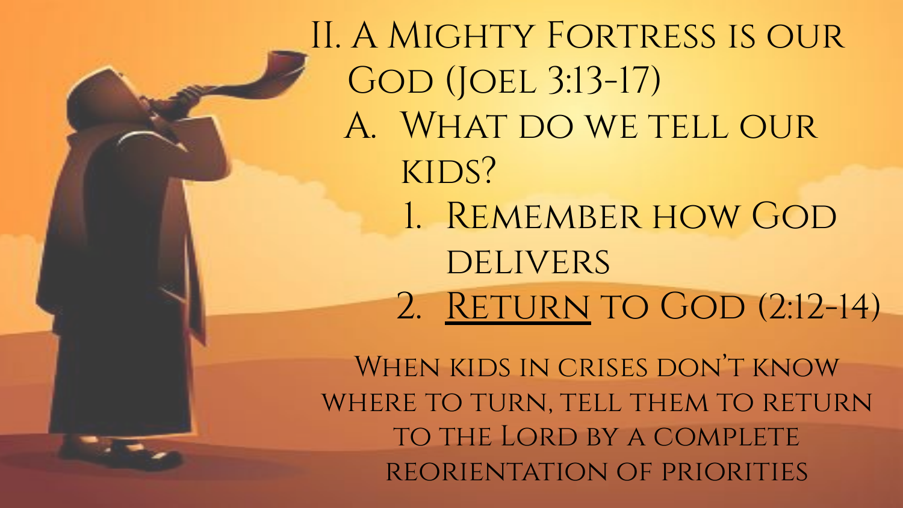## II. A Mighty Fortress is our God (Joel 3:13-17)

### A. What do we tell our kids?

1. Remember how God delivers
2. <u>Return</u> to God (2:12-14)

When kids in crises don't know where to turn, tell them to return to the Lord by a complete reorientation of priorities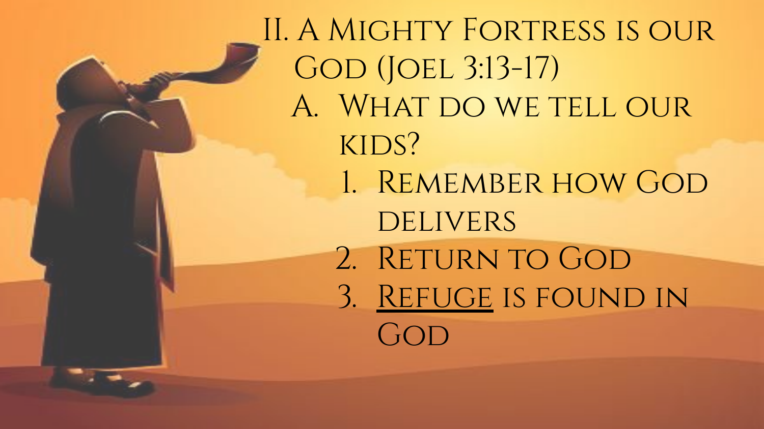## II. A Mighty Fortress is our God (Joel 3:13-17)

A. What do we tell our kids?

1. Remember how God delivers
2. Return to God
3. <u>Refuge</u> is found in God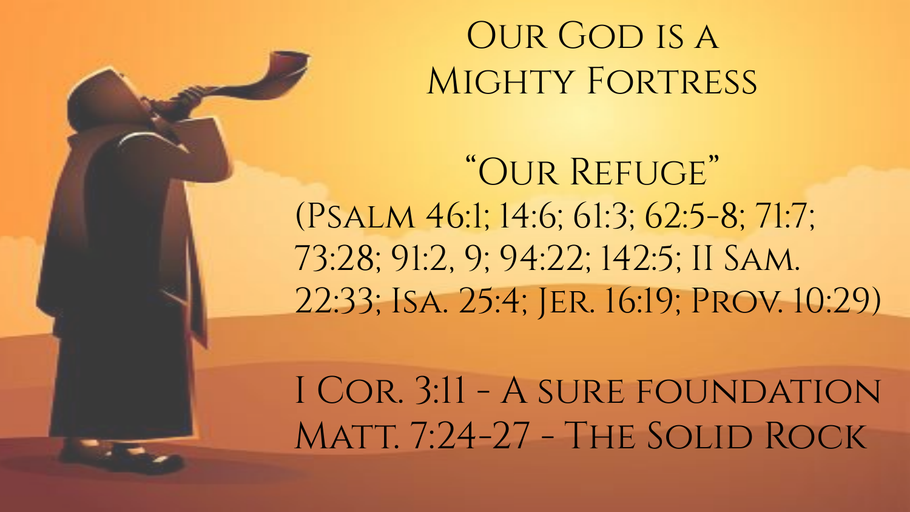# Our God is a Mighty Fortress

## "Our Refuge"

(Psalm 46:1; 14:6; 61:3; 62:5-8; 71:7; 73:28; 91:2, 9; 94:22; 142:5; II Sam. 22:33; Isa. 25:4; Jer. 16:19; Prov. 10:29)

I Cor. 3:11 - A sure foundation

Matt. 7:24-27 - The Solid Rock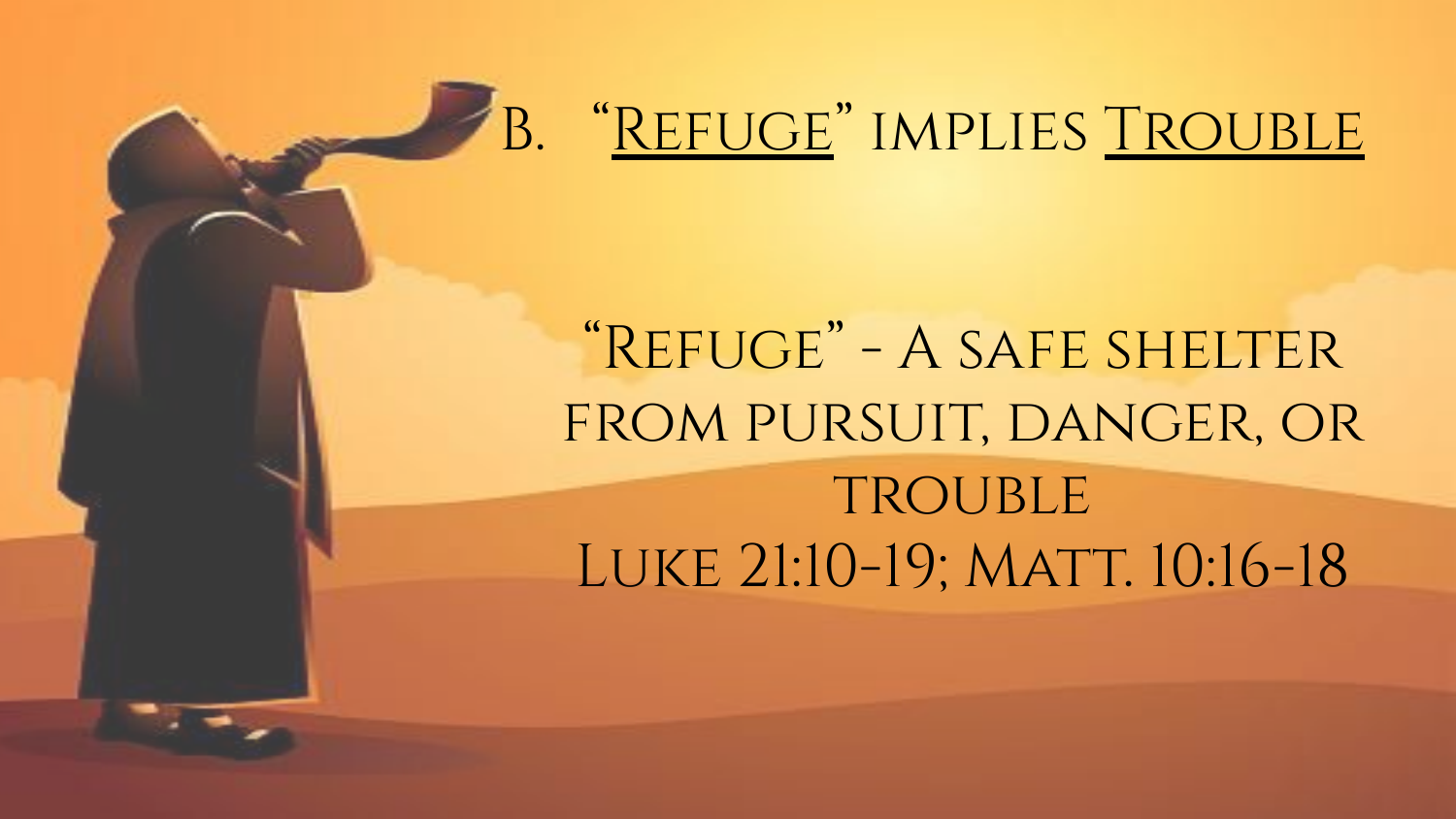## B. "<u>Refuge</u>" implies <u>Trouble</u>

"Refuge" - A safe shelter from pursuit, danger, or trouble

Luke 21:10-19; Matt. 10:16-18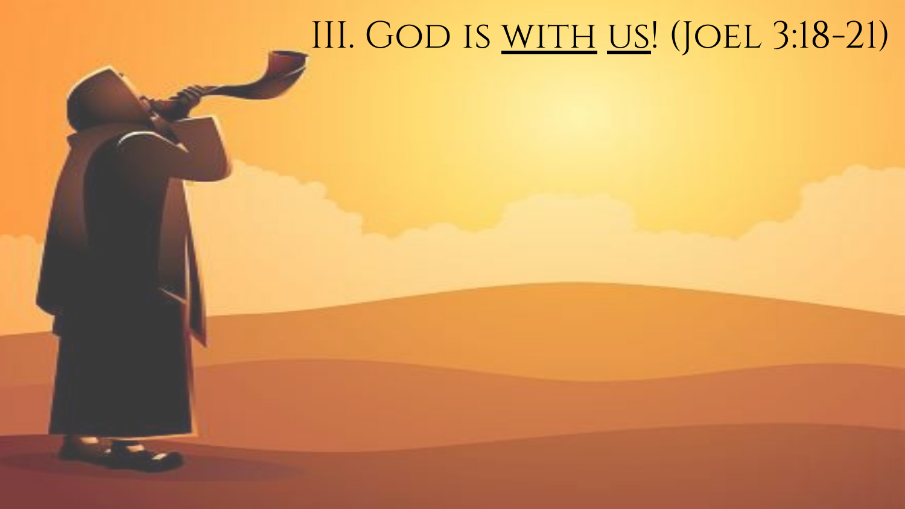# III. God is <u>with</u> <u>us</u>! (Joel 3:18-21)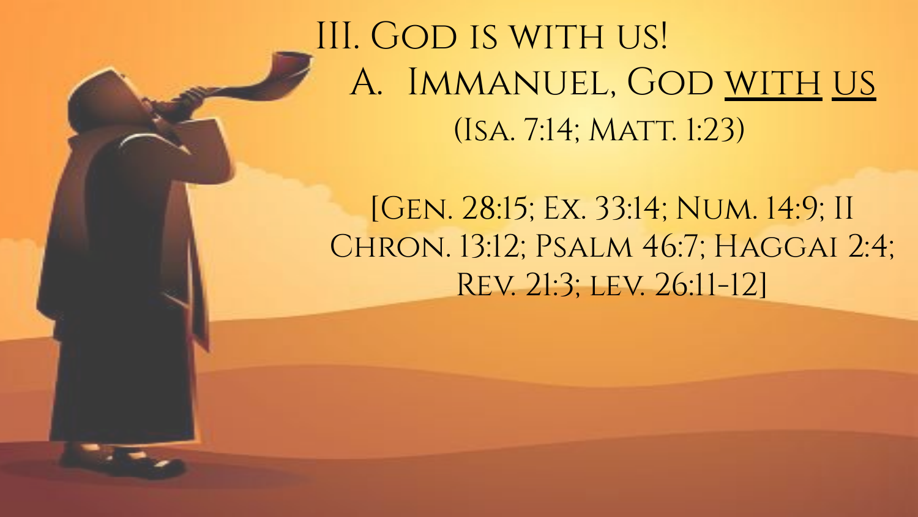# III. God is with us!

## A. Immanuel, God <u>with</u> <u>us</u>

(Isa. 7:14; Matt. 1:23)

[Gen. 28:15; Ex. 33:14; Num. 14:9; II Chron. 13:12; Psalm 46:7; Haggai 2:4; Rev. 21:3; lev. 26:11-12]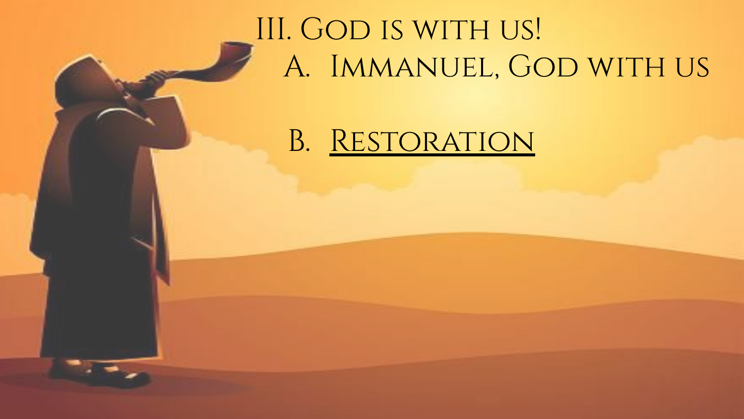# III. God is with us!

A. Immanuel, God with us

B. <u>Restoration</u>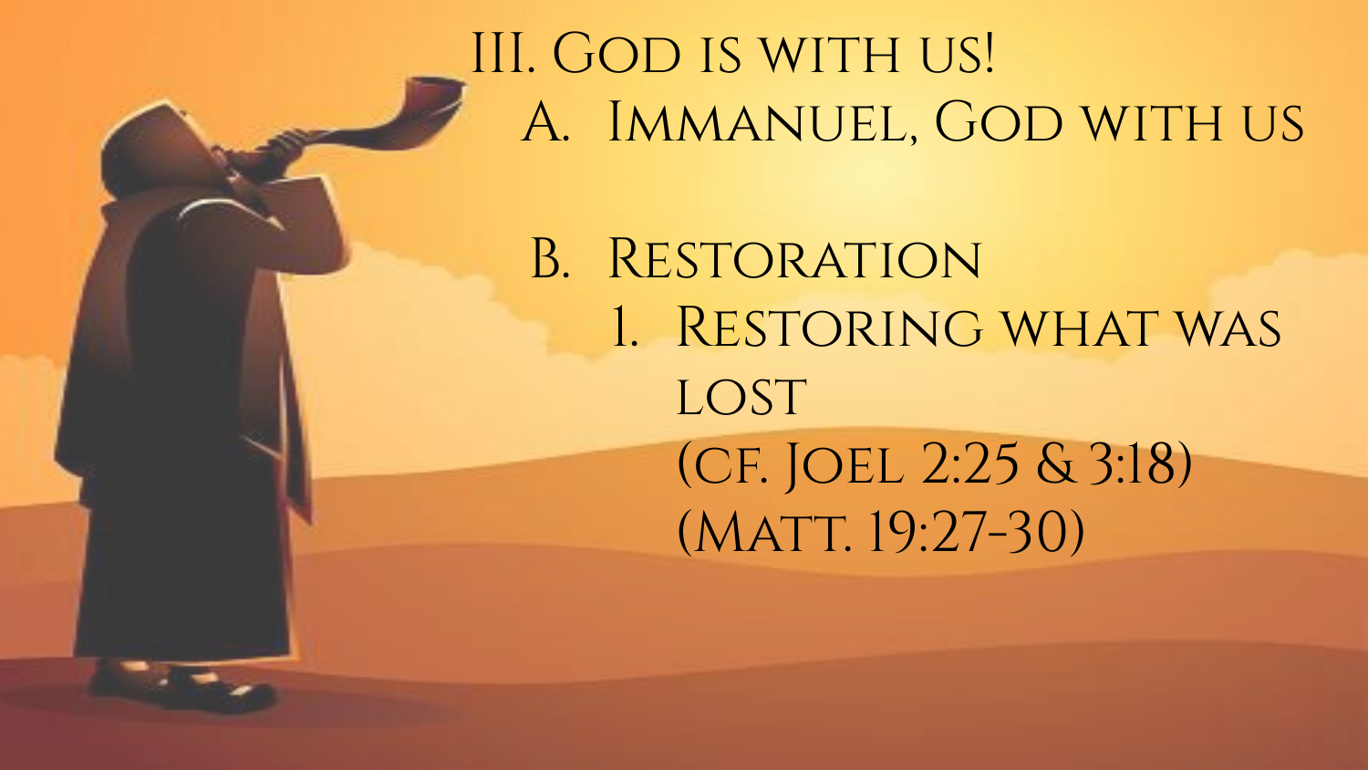# III. God is with us!

A. Immanuel, God with us

B. Restoration

1. Restoring what was lost
   (cf. Joel 2:25 & 3:18)
   (Matt. 19:27-30)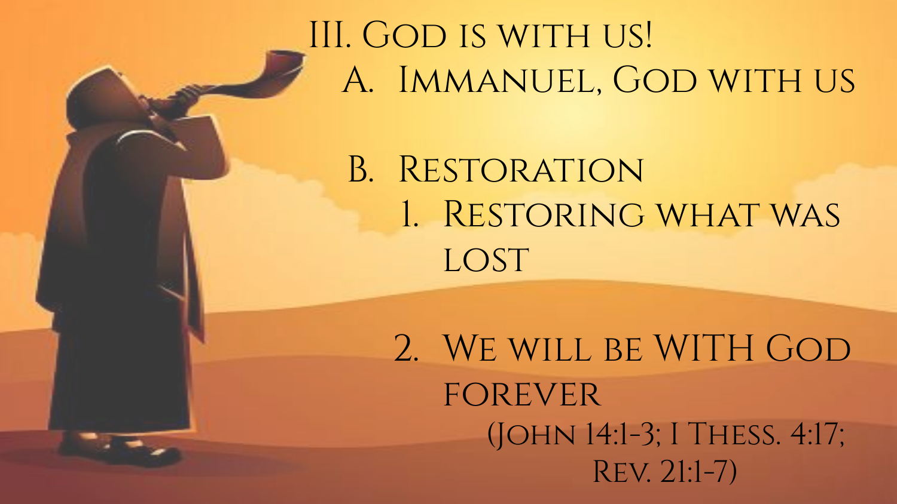# III. God is with us!

## A. Immanuel, God with us

## B. Restoration

1. Restoring what was lost

2. We will be WITH God forever
   (John 14:1-3; I Thess. 4:17; Rev. 21:1-7)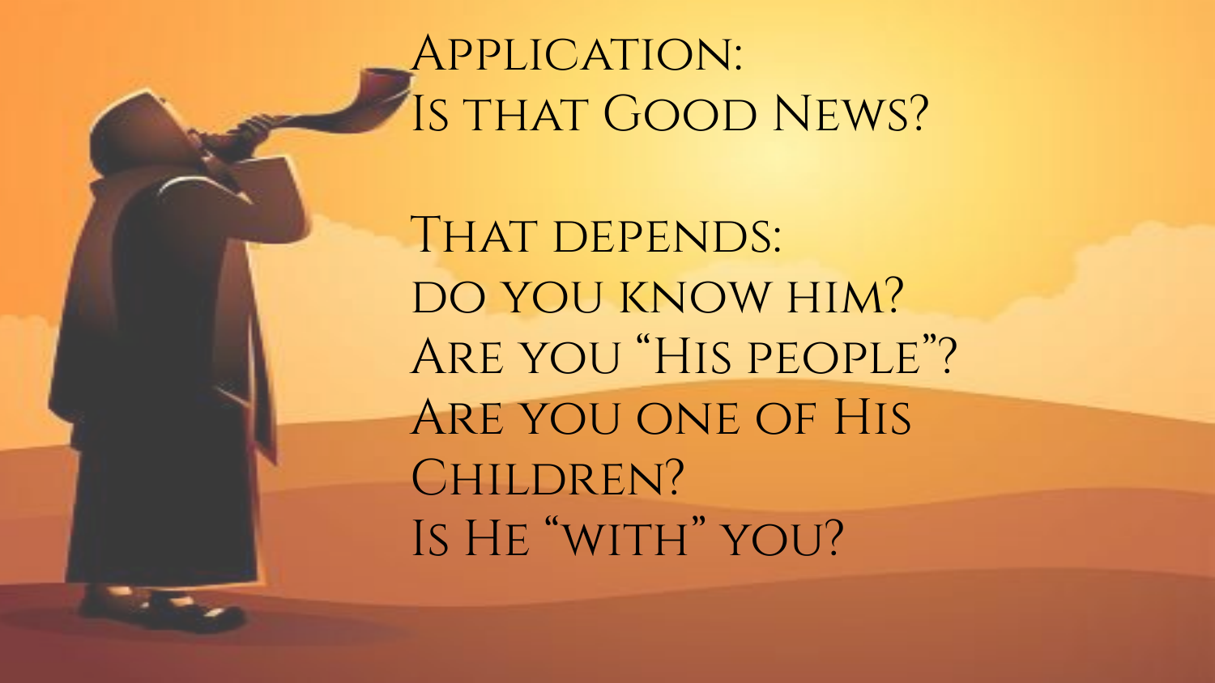# Application:
# Is that Good News?

That depends:
do you know him?
Are you “His people”?
Are you one of His Children?
Is He “with” you?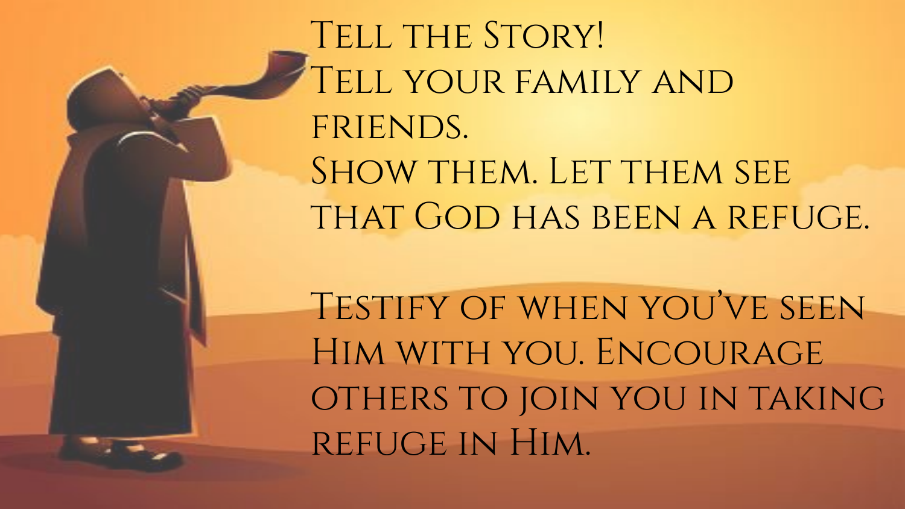Tell the Story!
Tell your family and friends.
Show them. Let them see that God has been a refuge.

Testify of when you've seen Him with you. Encourage others to join you in taking refuge in Him.